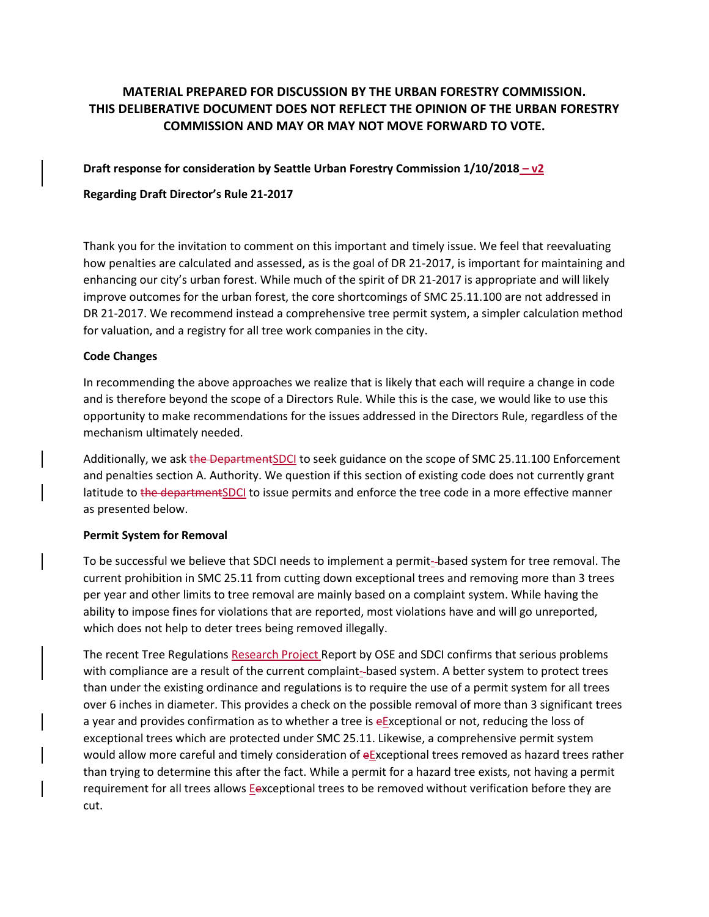**MATERIAL PREPARED FOR DISCUSSION BY THE URBAN FORESTRY COMMISSION. THIS DELIBERATIVE DOCUMENT DOES NOT REFLECT THE OPINION OF THE URBAN FORESTRY COMMISSION AND MAY OR MAY NOT MOVE FORWARD TO VOTE.**

**Draft response for consideration by Seattle Urban Forestry Commission 1/10/2018 – v2**

**Regarding Draft Director's Rule 21-2017**

Thank you for the invitation to comment on this important and timely issue. We feel that reevaluating how penalties are calculated and assessed, as is the goal of DR 21-2017, is important for maintaining and enhancing our city's urban forest. While much of the spirit of DR 21-2017 is appropriate and will likely improve outcomes for the urban forest, the core shortcomings of SMC 25.11.100 are not addressed in DR 21-2017. We recommend instead a comprehensive tree permit system, a simpler calculation method for valuation, and a registry for all tree work companies in the city.

**Code Changes**

In recommending the above approaches we realize that is likely that each will require a change in code and is therefore beyond the scope of a Directors Rule. While this is the case, we would like to use this opportunity to make recommendations for the issues addressed in the Directors Rule, regardless of the mechanism ultimately needed.

Additionally, we ask ~~the Department~~SDCI to seek guidance on the scope of SMC 25.11.100 Enforcement and penalties section A. Authority. We question if this section of existing code does not currently grant latitude to ~~the department~~SDCI to issue permits and enforce the tree code in a more effective manner as presented below.

**Permit System for Removal**

To be successful we believe that SDCI needs to implement a permit-~~-~~based system for tree removal. The current prohibition in SMC 25.11 from cutting down exceptional trees and removing more than 3 trees per year and other limits to tree removal are mainly based on a complaint system. While having the ability to impose fines for violations that are reported, most violations have and will go unreported, which does not help to deter trees being removed illegally.

The recent Tree Regulations Research Project Report by OSE and SDCI confirms that serious problems with compliance are a result of the current complaint-~~-~~based system. A better system to protect trees than under the existing ordinance and regulations is to require the use of a permit system for all trees over 6 inches in diameter. This provides a check on the possible removal of more than 3 significant trees a year and provides confirmation as to whether a tree is ~~e~~Exceptional or not, reducing the loss of exceptional trees which are protected under SMC 25.11. Likewise, a comprehensive permit system would allow more careful and timely consideration of ~~e~~Exceptional trees removed as hazard trees rather than trying to determine this after the fact. While a permit for a hazard tree exists, not having a permit requirement for all trees allows E~~e~~xceptional trees to be removed without verification before they are cut.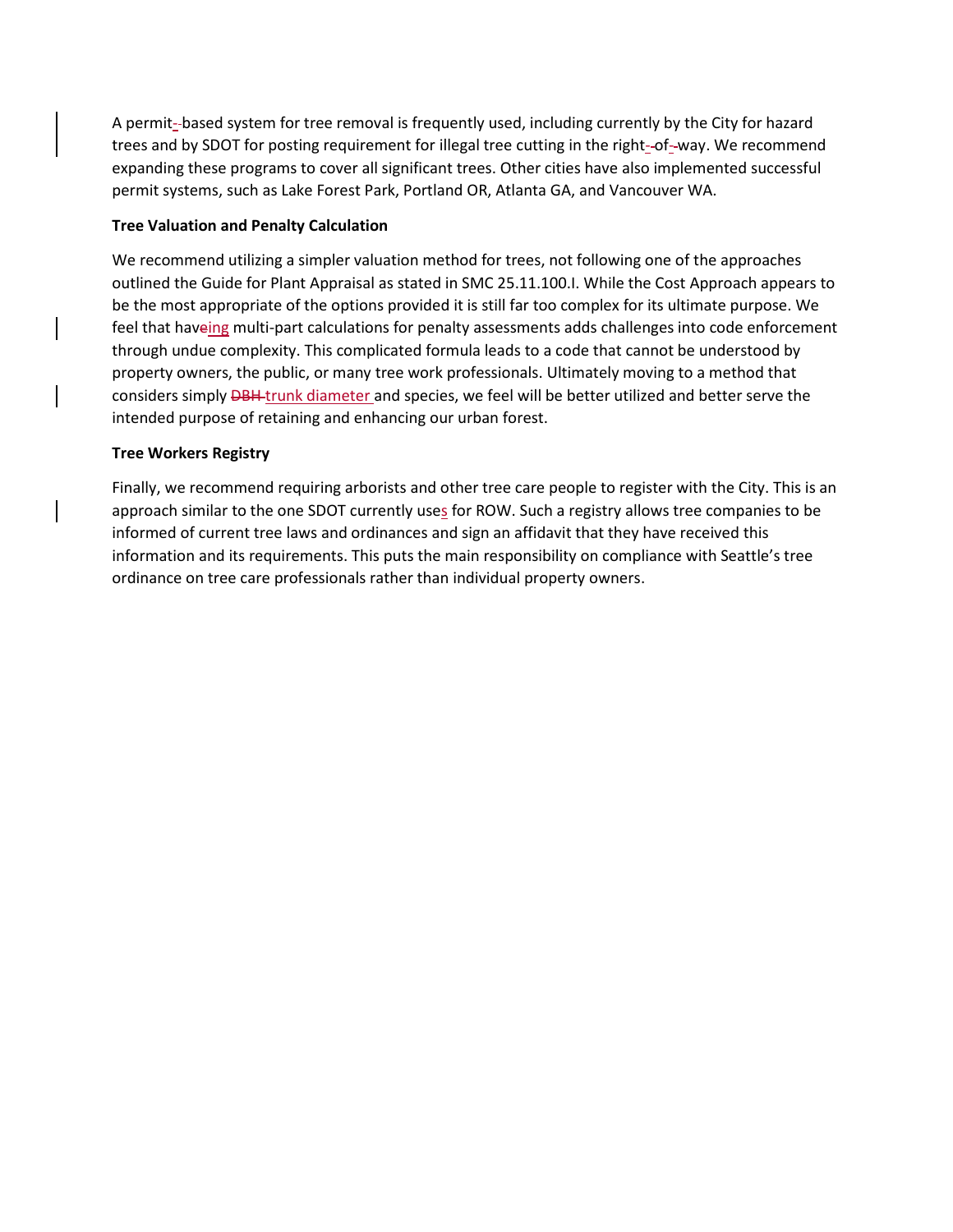A permit-based system for tree removal is frequently used, including currently by the City for hazard trees and by SDOT for posting requirement for illegal tree cutting in the right-of-way. We recommend expanding these programs to cover all significant trees. Other cities have also implemented successful permit systems, such as Lake Forest Park, Portland OR, Atlanta GA, and Vancouver WA.

**Tree Valuation and Penalty Calculation**

We recommend utilizing a simpler valuation method for trees, not following one of the approaches outlined the Guide for Plant Appraisal as stated in SMC 25.11.100.I. While the Cost Approach appears to be the most appropriate of the options provided it is still far too complex for its ultimate purpose. We feel that having multi-part calculations for penalty assessments adds challenges into code enforcement through undue complexity. This complicated formula leads to a code that cannot be understood by property owners, the public, or many tree work professionals. Ultimately moving to a method that considers simply trunk diameter and species, we feel will be better utilized and better serve the intended purpose of retaining and enhancing our urban forest.

**Tree Workers Registry**

Finally, we recommend requiring arborists and other tree care people to register with the City. This is an approach similar to the one SDOT currently uses for ROW. Such a registry allows tree companies to be informed of current tree laws and ordinances and sign an affidavit that they have received this information and its requirements. This puts the main responsibility on compliance with Seattle's tree ordinance on tree care professionals rather than individual property owners.